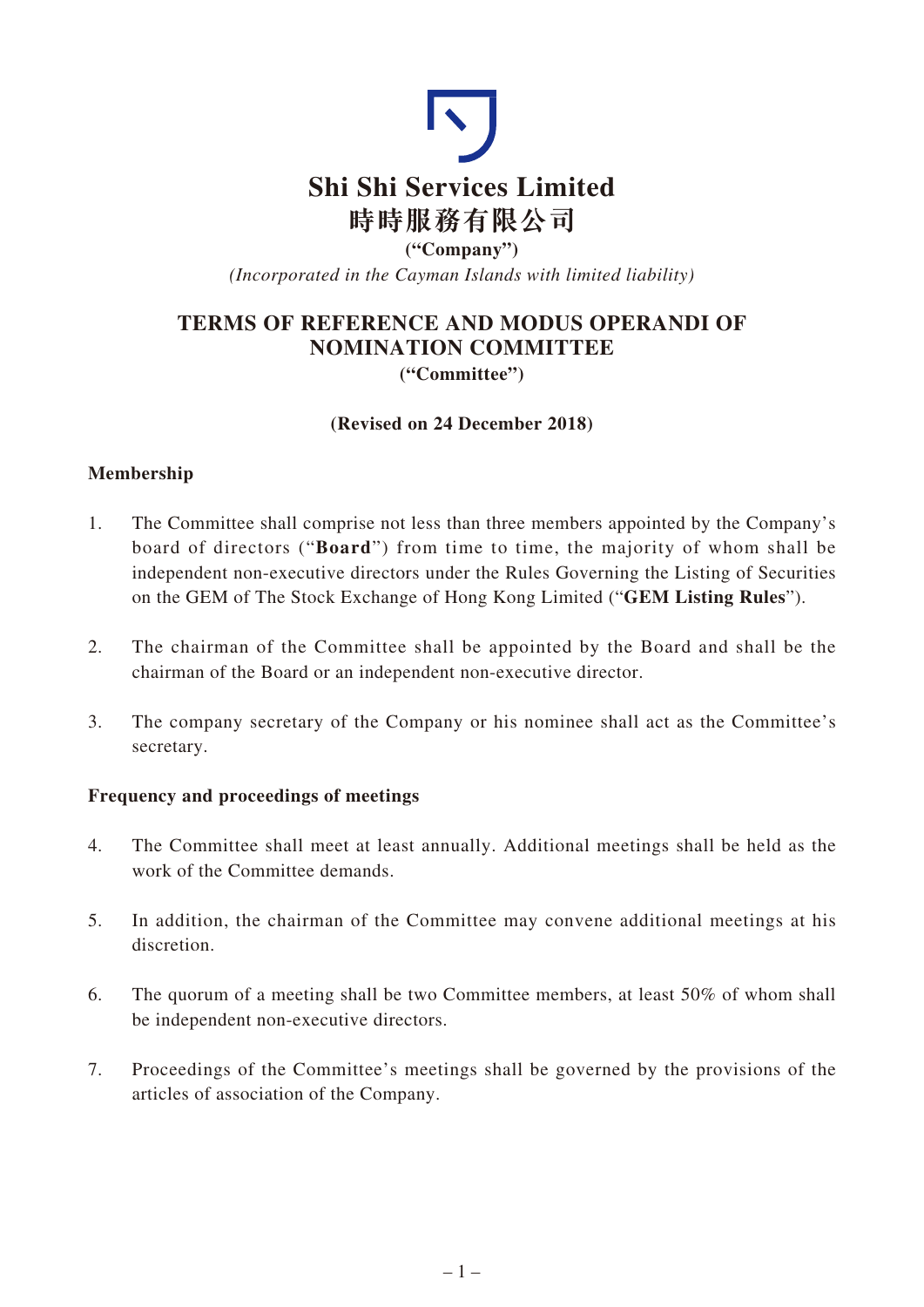# Shi Shi Services Limited
# 時時服務有限公司

**("Company")**

*(Incorporated in the Cayman Islands with limited liability)*

## TERMS OF REFERENCE AND MODUS OPERANDI OF NOMINATION COMMITTEE

**("Committee")**

**(Revised on 24 December 2018)**

### Membership

1. The Committee shall comprise not less than three members appointed by the Company's board of directors ("**Board**") from time to time, the majority of whom shall be independent non-executive directors under the Rules Governing the Listing of Securities on the GEM of The Stock Exchange of Hong Kong Limited ("**GEM Listing Rules**").

2. The chairman of the Committee shall be appointed by the Board and shall be the chairman of the Board or an independent non-executive director.

3. The company secretary of the Company or his nominee shall act as the Committee's secretary.

### Frequency and proceedings of meetings

4. The Committee shall meet at least annually. Additional meetings shall be held as the work of the Committee demands.

5. In addition, the chairman of the Committee may convene additional meetings at his discretion.

6. The quorum of a meeting shall be two Committee members, at least 50% of whom shall be independent non-executive directors.

7. Proceedings of the Committee's meetings shall be governed by the provisions of the articles of association of the Company.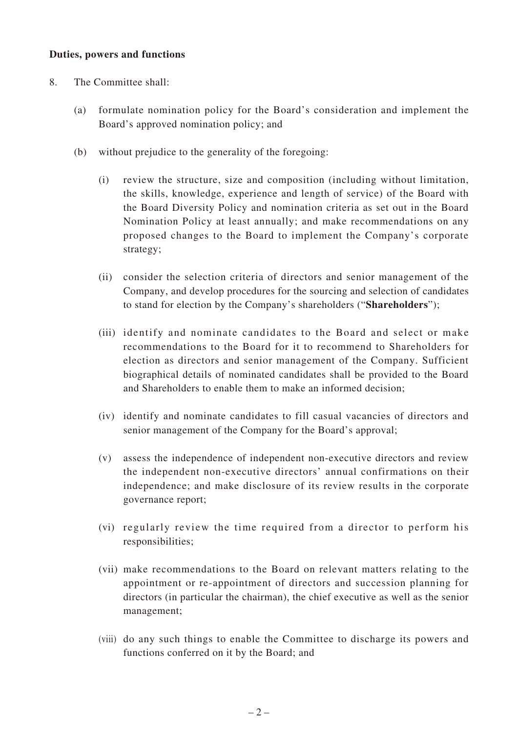**Duties, powers and functions**

8. The Committee shall:

   (a) formulate nomination policy for the Board's consideration and implement the Board's approved nomination policy; and

   (b) without prejudice to the generality of the foregoing:

      (i) review the structure, size and composition (including without limitation, the skills, knowledge, experience and length of service) of the Board with the Board Diversity Policy and nomination criteria as set out in the Board Nomination Policy at least annually; and make recommendations on any proposed changes to the Board to implement the Company's corporate strategy;

      (ii) consider the selection criteria of directors and senior management of the Company, and develop procedures for the sourcing and selection of candidates to stand for election by the Company's shareholders ("**Shareholders**");

      (iii) identify and nominate candidates to the Board and select or make recommendations to the Board for it to recommend to Shareholders for election as directors and senior management of the Company. Sufficient biographical details of nominated candidates shall be provided to the Board and Shareholders to enable them to make an informed decision;

      (iv) identify and nominate candidates to fill casual vacancies of directors and senior management of the Company for the Board's approval;

      (v) assess the independence of independent non-executive directors and review the independent non-executive directors' annual confirmations on their independence; and make disclosure of its review results in the corporate governance report;

      (vi) regularly review the time required from a director to perform his responsibilities;

      (vii) make recommendations to the Board on relevant matters relating to the appointment or re-appointment of directors and succession planning for directors (in particular the chairman), the chief executive as well as the senior management;

      (viii) do any such things to enable the Committee to discharge its powers and functions conferred on it by the Board; and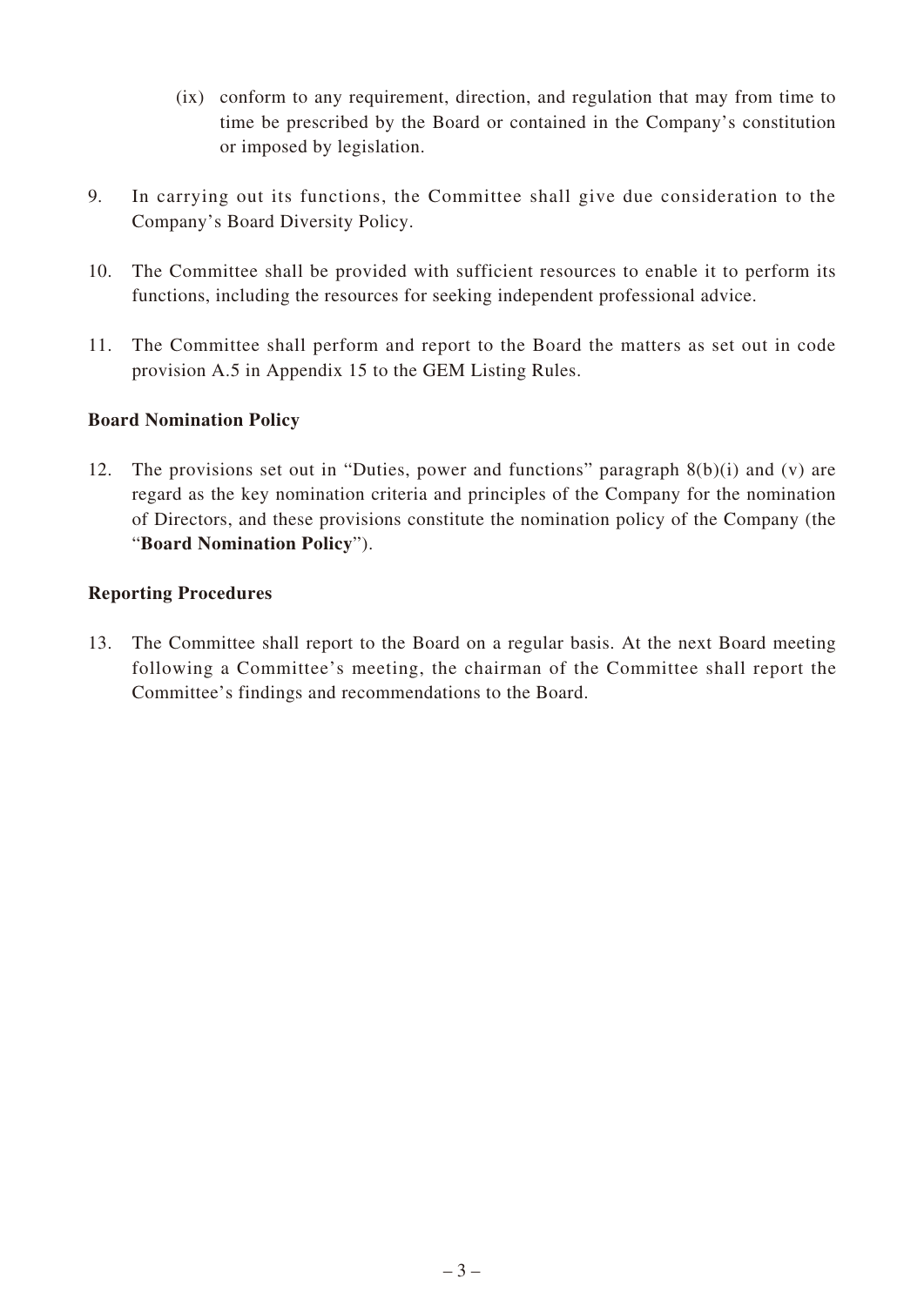(ix) conform to any requirement, direction, and regulation that may from time to time be prescribed by the Board or contained in the Company's constitution or imposed by legislation.

9. In carrying out its functions, the Committee shall give due consideration to the Company's Board Diversity Policy.

10. The Committee shall be provided with sufficient resources to enable it to perform its functions, including the resources for seeking independent professional advice.

11. The Committee shall perform and report to the Board the matters as set out in code provision A.5 in Appendix 15 to the GEM Listing Rules.

**Board Nomination Policy**

12. The provisions set out in "Duties, power and functions" paragraph 8(b)(i) and (v) are regard as the key nomination criteria and principles of the Company for the nomination of Directors, and these provisions constitute the nomination policy of the Company (the "**Board Nomination Policy**").

**Reporting Procedures**

13. The Committee shall report to the Board on a regular basis. At the next Board meeting following a Committee's meeting, the chairman of the Committee shall report the Committee's findings and recommendations to the Board.